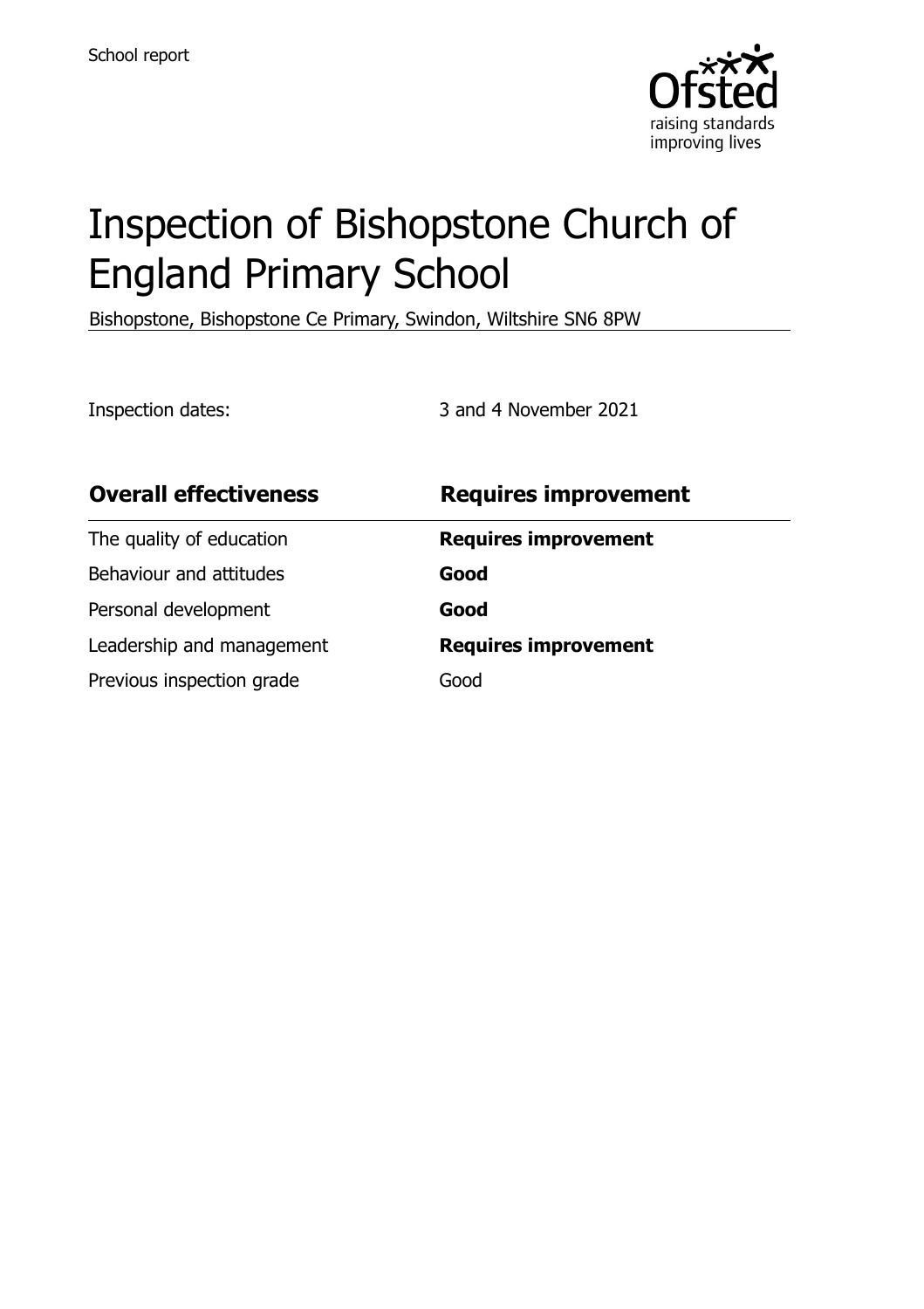School report

# Inspection of Bishopstone Church of England Primary School

Bishopstone, Bishopstone Ce Primary, Swindon, Wiltshire SN6 8PW

Inspection dates: 3 and 4 November 2021

| **Overall effectiveness** | **Requires improvement** |
|---|---|
| The quality of education | **Requires improvement** |
| Behaviour and attitudes | **Good** |
| Personal development | **Good** |
| Leadership and management | **Requires improvement** |
| Previous inspection grade | Good |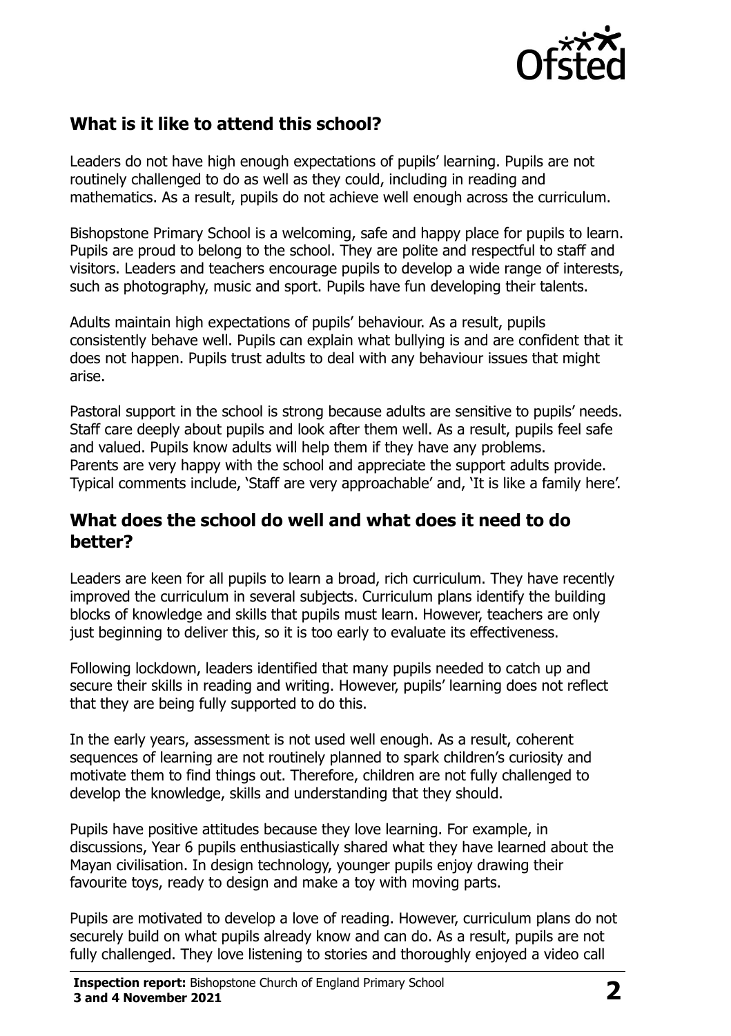## What is it like to attend this school?

Leaders do not have high enough expectations of pupils' learning. Pupils are not routinely challenged to do as well as they could, including in reading and mathematics. As a result, pupils do not achieve well enough across the curriculum.

Bishopstone Primary School is a welcoming, safe and happy place for pupils to learn. Pupils are proud to belong to the school. They are polite and respectful to staff and visitors. Leaders and teachers encourage pupils to develop a wide range of interests, such as photography, music and sport. Pupils have fun developing their talents.

Adults maintain high expectations of pupils' behaviour. As a result, pupils consistently behave well. Pupils can explain what bullying is and are confident that it does not happen. Pupils trust adults to deal with any behaviour issues that might arise.

Pastoral support in the school is strong because adults are sensitive to pupils' needs. Staff care deeply about pupils and look after them well. As a result, pupils feel safe and valued. Pupils know adults will help them if they have any problems. Parents are very happy with the school and appreciate the support adults provide. Typical comments include, 'Staff are very approachable' and, 'It is like a family here'.

## What does the school do well and what does it need to do better?

Leaders are keen for all pupils to learn a broad, rich curriculum. They have recently improved the curriculum in several subjects. Curriculum plans identify the building blocks of knowledge and skills that pupils must learn. However, teachers are only just beginning to deliver this, so it is too early to evaluate its effectiveness.

Following lockdown, leaders identified that many pupils needed to catch up and secure their skills in reading and writing. However, pupils' learning does not reflect that they are being fully supported to do this.

In the early years, assessment is not used well enough. As a result, coherent sequences of learning are not routinely planned to spark children's curiosity and motivate them to find things out. Therefore, children are not fully challenged to develop the knowledge, skills and understanding that they should.

Pupils have positive attitudes because they love learning. For example, in discussions, Year 6 pupils enthusiastically shared what they have learned about the Mayan civilisation. In design technology, younger pupils enjoy drawing their favourite toys, ready to design and make a toy with moving parts.

Pupils are motivated to develop a love of reading. However, curriculum plans do not securely build on what pupils already know and can do. As a result, pupils are not fully challenged. They love listening to stories and thoroughly enjoyed a video call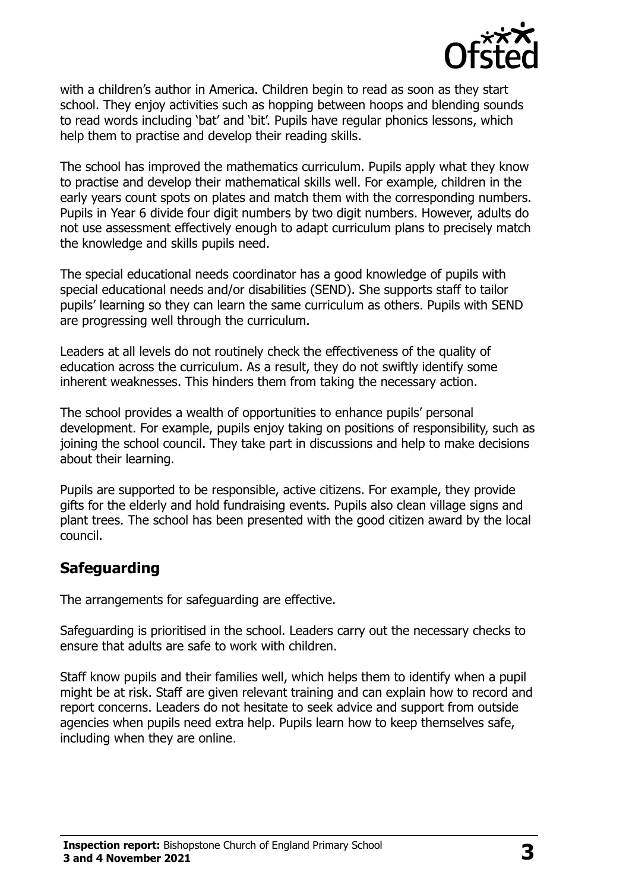with a children's author in America. Children begin to read as soon as they start school. They enjoy activities such as hopping between hoops and blending sounds to read words including 'bat' and 'bit'. Pupils have regular phonics lessons, which help them to practise and develop their reading skills.

The school has improved the mathematics curriculum. Pupils apply what they know to practise and develop their mathematical skills well. For example, children in the early years count spots on plates and match them with the corresponding numbers. Pupils in Year 6 divide four digit numbers by two digit numbers. However, adults do not use assessment effectively enough to adapt curriculum plans to precisely match the knowledge and skills pupils need.

The special educational needs coordinator has a good knowledge of pupils with special educational needs and/or disabilities (SEND). She supports staff to tailor pupils' learning so they can learn the same curriculum as others. Pupils with SEND are progressing well through the curriculum.

Leaders at all levels do not routinely check the effectiveness of the quality of education across the curriculum. As a result, they do not swiftly identify some inherent weaknesses. This hinders them from taking the necessary action.

The school provides a wealth of opportunities to enhance pupils' personal development. For example, pupils enjoy taking on positions of responsibility, such as joining the school council. They take part in discussions and help to make decisions about their learning.

Pupils are supported to be responsible, active citizens. For example, they provide gifts for the elderly and hold fundraising events. Pupils also clean village signs and plant trees. The school has been presented with the good citizen award by the local council.

## Safeguarding

The arrangements for safeguarding are effective.

Safeguarding is prioritised in the school. Leaders carry out the necessary checks to ensure that adults are safe to work with children.

Staff know pupils and their families well, which helps them to identify when a pupil might be at risk. Staff are given relevant training and can explain how to record and report concerns. Leaders do not hesitate to seek advice and support from outside agencies when pupils need extra help. Pupils learn how to keep themselves safe, including when they are online.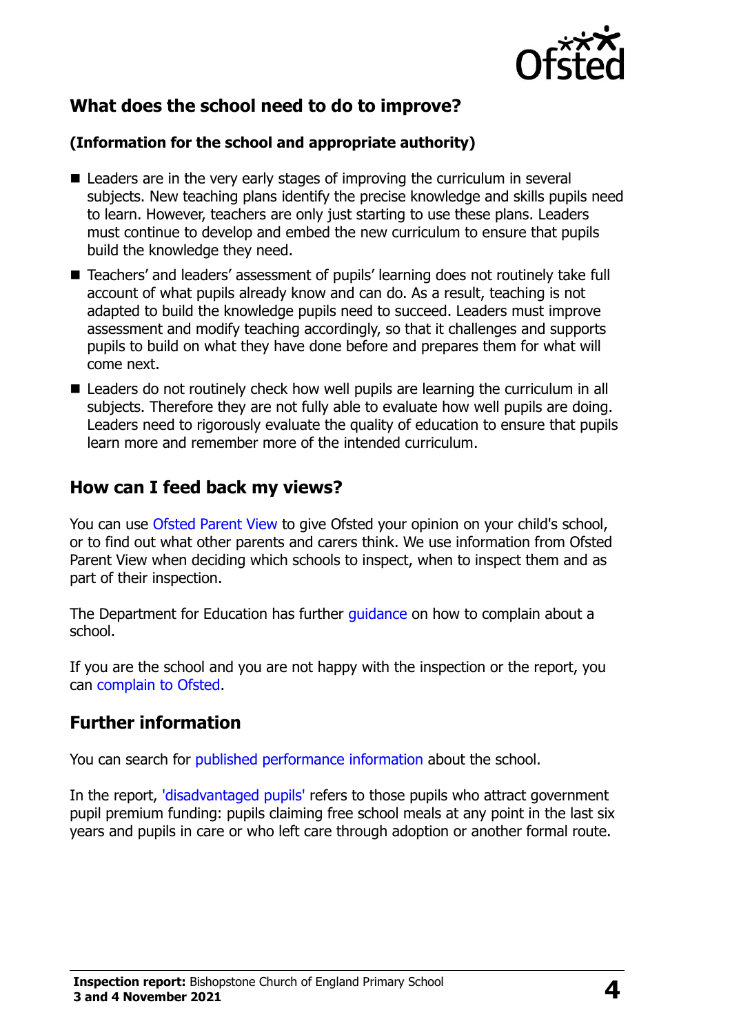## What does the school need to do to improve?

**(Information for the school and appropriate authority)**

- Leaders are in the very early stages of improving the curriculum in several subjects. New teaching plans identify the precise knowledge and skills pupils need to learn. However, teachers are only just starting to use these plans. Leaders must continue to develop and embed the new curriculum to ensure that pupils build the knowledge they need.
- Teachers' and leaders' assessment of pupils' learning does not routinely take full account of what pupils already know and can do. As a result, teaching is not adapted to build the knowledge pupils need to succeed. Leaders must improve assessment and modify teaching accordingly, so that it challenges and supports pupils to build on what they have done before and prepares them for what will come next.
- Leaders do not routinely check how well pupils are learning the curriculum in all subjects. Therefore they are not fully able to evaluate how well pupils are doing. Leaders need to rigorously evaluate the quality of education to ensure that pupils learn more and remember more of the intended curriculum.

## How can I feed back my views?

You can use Ofsted Parent View to give Ofsted your opinion on your child's school, or to find out what other parents and carers think. We use information from Ofsted Parent View when deciding which schools to inspect, when to inspect them and as part of their inspection.

The Department for Education has further guidance on how to complain about a school.

If you are the school and you are not happy with the inspection or the report, you can complain to Ofsted.

## Further information

You can search for published performance information about the school.

In the report, 'disadvantaged pupils' refers to those pupils who attract government pupil premium funding: pupils claiming free school meals at any point in the last six years and pupils in care or who left care through adoption or another formal route.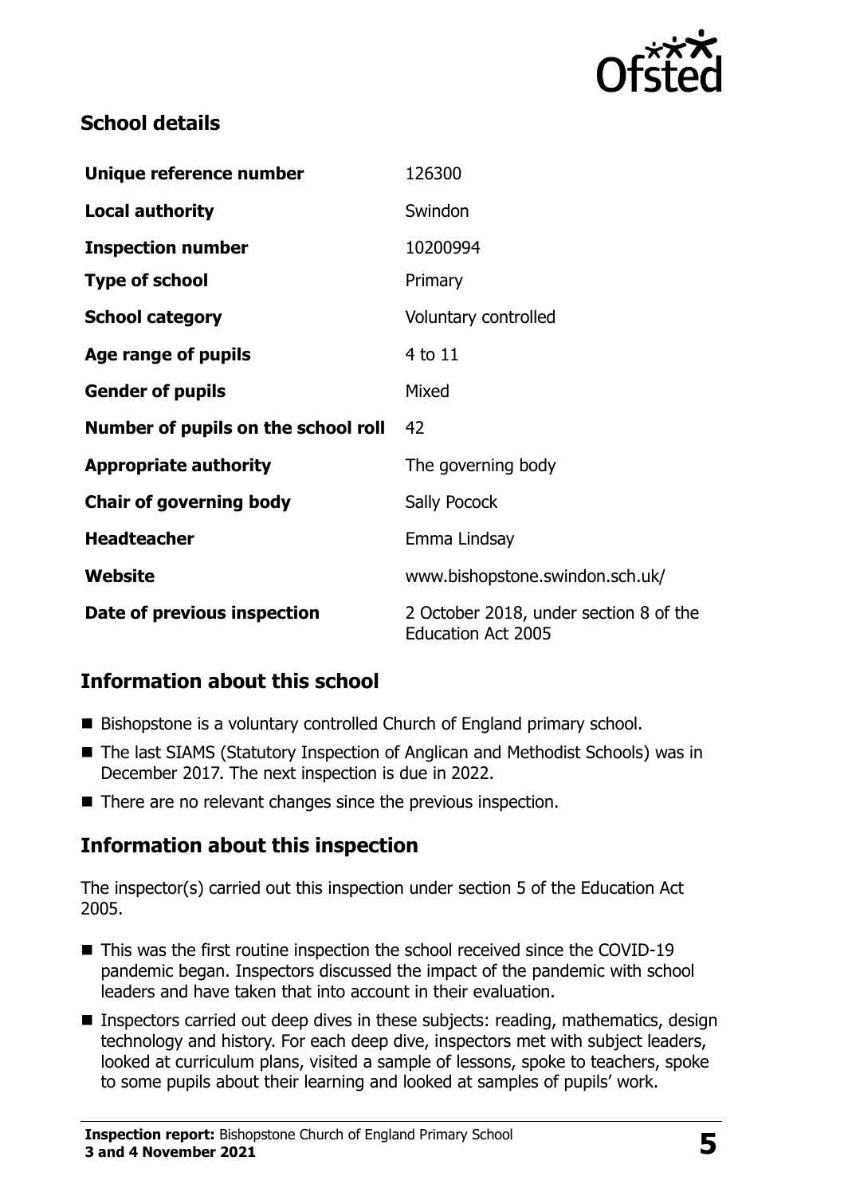## School details

| | |
|---|---|
| **Unique reference number** | 126300 |
| **Local authority** | Swindon |
| **Inspection number** | 10200994 |
| **Type of school** | Primary |
| **School category** | Voluntary controlled |
| **Age range of pupils** | 4 to 11 |
| **Gender of pupils** | Mixed |
| **Number of pupils on the school roll** | 42 |
| **Appropriate authority** | The governing body |
| **Chair of governing body** | Sally Pocock |
| **Headteacher** | Emma Lindsay |
| **Website** | www.bishopstone.swindon.sch.uk/ |
| **Date of previous inspection** | 2 October 2018, under section 8 of the Education Act 2005 |

## Information about this school

- Bishopstone is a voluntary controlled Church of England primary school.
- The last SIAMS (Statutory Inspection of Anglican and Methodist Schools) was in December 2017. The next inspection is due in 2022.
- There are no relevant changes since the previous inspection.

## Information about this inspection

The inspector(s) carried out this inspection under section 5 of the Education Act 2005.

- This was the first routine inspection the school received since the COVID-19 pandemic began. Inspectors discussed the impact of the pandemic with school leaders and have taken that into account in their evaluation.
- Inspectors carried out deep dives in these subjects: reading, mathematics, design technology and history. For each deep dive, inspectors met with subject leaders, looked at curriculum plans, visited a sample of lessons, spoke to teachers, spoke to some pupils about their learning and looked at samples of pupils' work.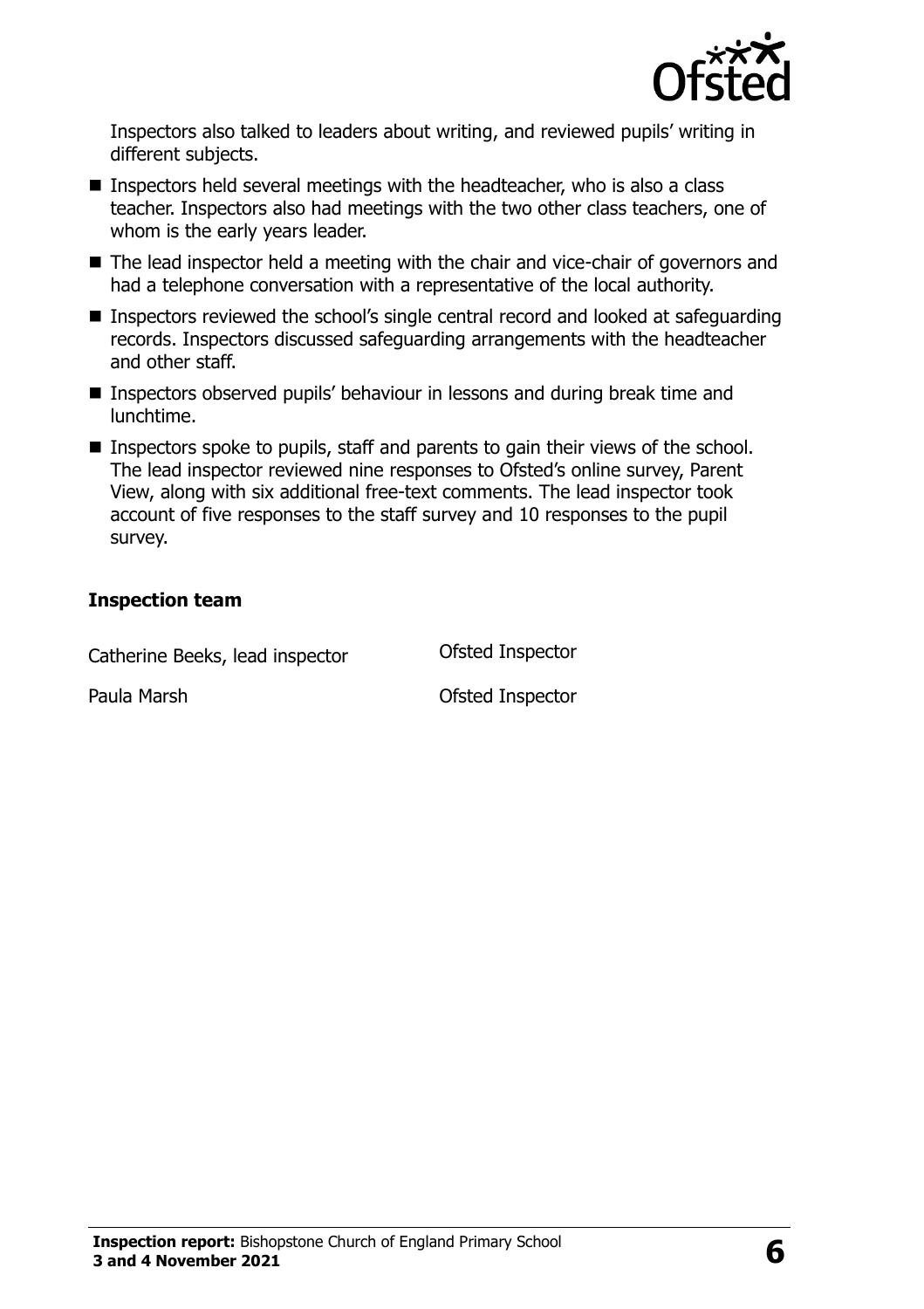Inspectors also talked to leaders about writing, and reviewed pupils' writing in different subjects.

- Inspectors held several meetings with the headteacher, who is also a class teacher. Inspectors also had meetings with the two other class teachers, one of whom is the early years leader.
- The lead inspector held a meeting with the chair and vice-chair of governors and had a telephone conversation with a representative of the local authority.
- Inspectors reviewed the school's single central record and looked at safeguarding records. Inspectors discussed safeguarding arrangements with the headteacher and other staff.
- Inspectors observed pupils' behaviour in lessons and during break time and lunchtime.
- Inspectors spoke to pupils, staff and parents to gain their views of the school. The lead inspector reviewed nine responses to Ofsted's online survey, Parent View, along with six additional free-text comments. The lead inspector took account of five responses to the staff survey and 10 responses to the pupil survey.

### Inspection team

| | |
|---|---|
| Catherine Beeks, lead inspector | Ofsted Inspector |
| Paula Marsh | Ofsted Inspector |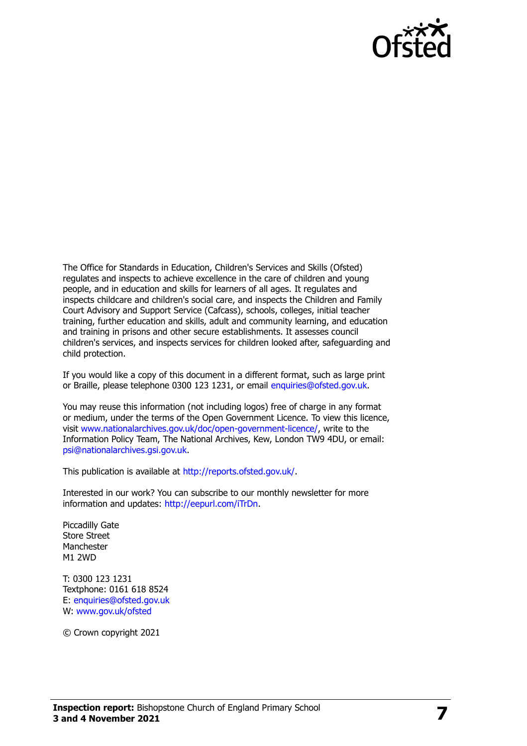The Office for Standards in Education, Children's Services and Skills (Ofsted) regulates and inspects to achieve excellence in the care of children and young people, and in education and skills for learners of all ages. It regulates and inspects childcare and children's social care, and inspects the Children and Family Court Advisory and Support Service (Cafcass), schools, colleges, initial teacher training, further education and skills, adult and community learning, and education and training in prisons and other secure establishments. It assesses council children's services, and inspects services for children looked after, safeguarding and child protection.

If you would like a copy of this document in a different format, such as large print or Braille, please telephone 0300 123 1231, or email enquiries@ofsted.gov.uk.

You may reuse this information (not including logos) free of charge in any format or medium, under the terms of the Open Government Licence. To view this licence, visit www.nationalarchives.gov.uk/doc/open-government-licence/, write to the Information Policy Team, The National Archives, Kew, London TW9 4DU, or email: psi@nationalarchives.gsi.gov.uk.

This publication is available at http://reports.ofsted.gov.uk/.

Interested in our work? You can subscribe to our monthly newsletter for more information and updates: http://eepurl.com/iTrDn.

Piccadilly Gate
Store Street
Manchester
M1 2WD

T: 0300 123 1231
Textphone: 0161 618 8524
E: enquiries@ofsted.gov.uk
W: www.gov.uk/ofsted

© Crown copyright 2021